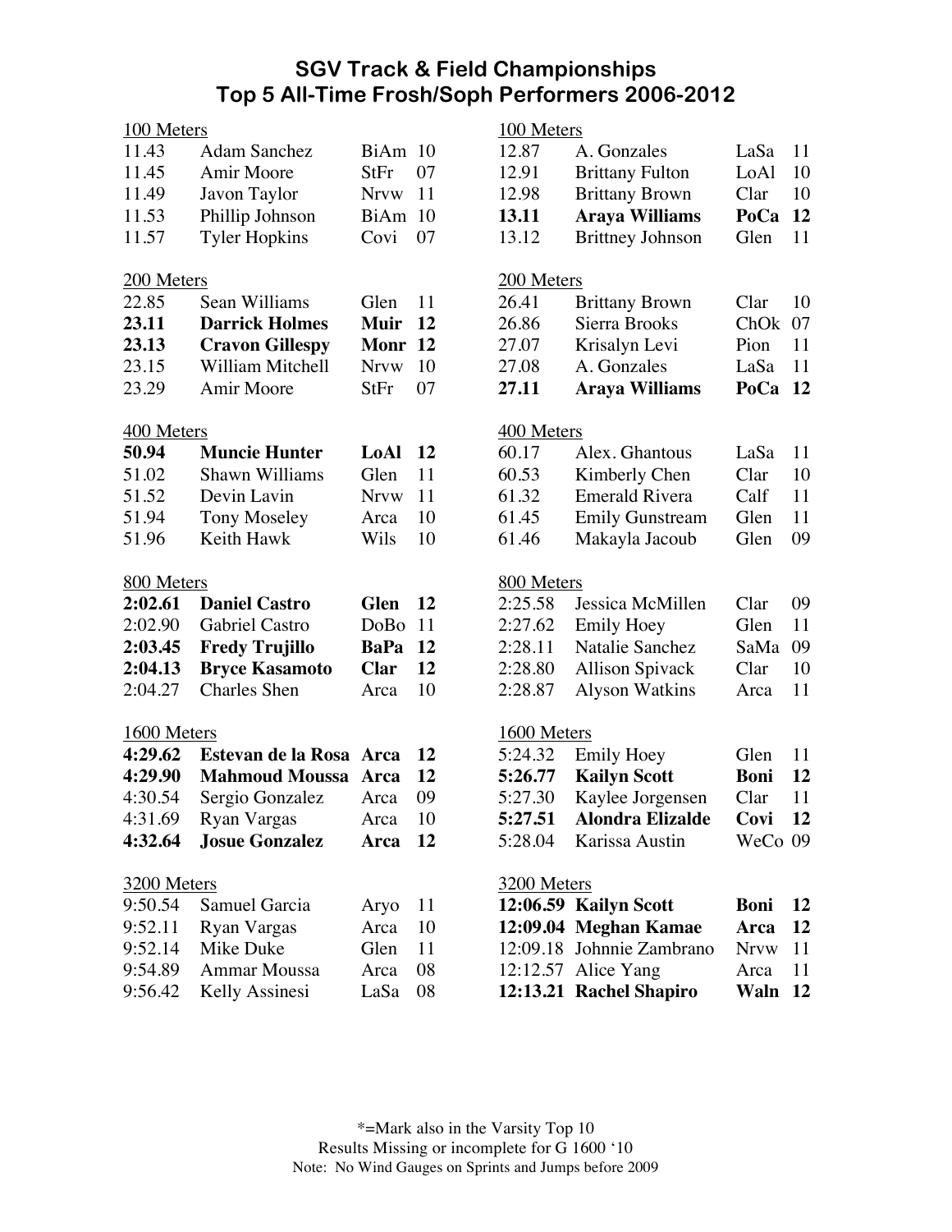# SGV Track & Field Championships
## Top 5 All-Time Frosh/Soph Performers 2006-2012

### 100 Meters

| Mark | Name | School | Year |
|---|---|---|---|
| 11.43 | Adam Sanchez | BiAm | 10 |
| 11.45 | Amir Moore | StFr | 07 |
| 11.49 | Javon Taylor | Nrvw | 11 |
| 11.53 | Phillip Johnson | BiAm | 10 |
| 11.57 | Tyler Hopkins | Covi | 07 |

### 200 Meters

| Mark | Name | School | Year |
|---|---|---|---|
| 22.85 | Sean Williams | Glen | 11 |
| **23.11** | **Darrick Holmes** | **Muir** | **12** |
| **23.13** | **Cravon Gillespy** | **Monr** | **12** |
| 23.15 | William Mitchell | Nrvw | 10 |
| 23.29 | Amir Moore | StFr | 07 |

### 400 Meters

| Mark | Name | School | Year |
|---|---|---|---|
| **50.94** | **Muncie Hunter** | **LoAl** | **12** |
| 51.02 | Shawn Williams | Glen | 11 |
| 51.52 | Devin Lavin | Nrvw | 11 |
| 51.94 | Tony Moseley | Arca | 10 |
| 51.96 | Keith Hawk | Wils | 10 |

### 800 Meters

| Mark | Name | School | Year |
|---|---|---|---|
| **2:02.61** | **Daniel Castro** | **Glen** | **12** |
| 2:02.90 | Gabriel Castro | DoBo | 11 |
| **2:03.45** | **Fredy Trujillo** | **BaPa** | **12** |
| **2:04.13** | **Bryce Kasamoto** | **Clar** | **12** |
| 2:04.27 | Charles Shen | Arca | 10 |

### 1600 Meters

| Mark | Name | School | Year |
|---|---|---|---|
| **4:29.62** | **Estevan de la Rosa** | **Arca** | **12** |
| **4:29.90** | **Mahmoud Moussa** | **Arca** | **12** |
| 4:30.54 | Sergio Gonzalez | Arca | 09 |
| 4:31.69 | Ryan Vargas | Arca | 10 |
| **4:32.64** | **Josue Gonzalez** | **Arca** | **12** |

### 3200 Meters

| Mark | Name | School | Year |
|---|---|---|---|
| 9:50.54 | Samuel Garcia | Aryo | 11 |
| 9:52.11 | Ryan Vargas | Arca | 10 |
| 9:52.14 | Mike Duke | Glen | 11 |
| 9:54.89 | Ammar Moussa | Arca | 08 |
| 9:56.42 | Kelly Assinesi | LaSa | 08 |

### 100 Meters

| Mark | Name | School | Year |
|---|---|---|---|
| 12.87 | A. Gonzales | LaSa | 11 |
| 12.91 | Brittany Fulton | LoAl | 10 |
| 12.98 | Brittany Brown | Clar | 10 |
| **13.11** | **Araya Williams** | **PoCa** | **12** |
| 13.12 | Brittney Johnson | Glen | 11 |

### 200 Meters

| Mark | Name | School | Year |
|---|---|---|---|
| 26.41 | Brittany Brown | Clar | 10 |
| 26.86 | Sierra Brooks | ChOk | 07 |
| 27.07 | Krisalyn Levi | Pion | 11 |
| 27.08 | A. Gonzales | LaSa | 11 |
| **27.11** | **Araya Williams** | **PoCa** | **12** |

### 400 Meters

| Mark | Name | School | Year |
|---|---|---|---|
| 60.17 | Alex. Ghantous | LaSa | 11 |
| 60.53 | Kimberly Chen | Clar | 10 |
| 61.32 | Emerald Rivera | Calf | 11 |
| 61.45 | Emily Gunstream | Glen | 11 |
| 61.46 | Makayla Jacoub | Glen | 09 |

### 800 Meters

| Mark | Name | School | Year |
|---|---|---|---|
| 2:25.58 | Jessica McMillen | Clar | 09 |
| 2:27.62 | Emily Hoey | Glen | 11 |
| 2:28.11 | Natalie Sanchez | SaMa | 09 |
| 2:28.80 | Allison Spivack | Clar | 10 |
| 2:28.87 | Alyson Watkins | Arca | 11 |

### 1600 Meters

| Mark | Name | School | Year |
|---|---|---|---|
| 5:24.32 | Emily Hoey | Glen | 11 |
| **5:26.77** | **Kailyn Scott** | **Boni** | **12** |
| 5:27.30 | Kaylee Jorgensen | Clar | 11 |
| **5:27.51** | **Alondra Elizalde** | **Covi** | **12** |
| 5:28.04 | Karissa Austin | WeCo | 09 |

### 3200 Meters

| Mark | Name | School | Year |
|---|---|---|---|
| **12:06.59** | **Kailyn Scott** | **Boni** | **12** |
| **12:09.04** | **Meghan Kamae** | **Arca** | **12** |
| 12:09.18 | Johnnie Zambrano | Nrvw | 11 |
| 12:12.57 | Alice Yang | Arca | 11 |
| **12:13.21** | **Rachel Shapiro** | **Waln** | **12** |

*=Mark also in the Varsity Top 10

Results Missing or incomplete for G 1600 '10

Note: No Wind Gauges on Sprints and Jumps before 2009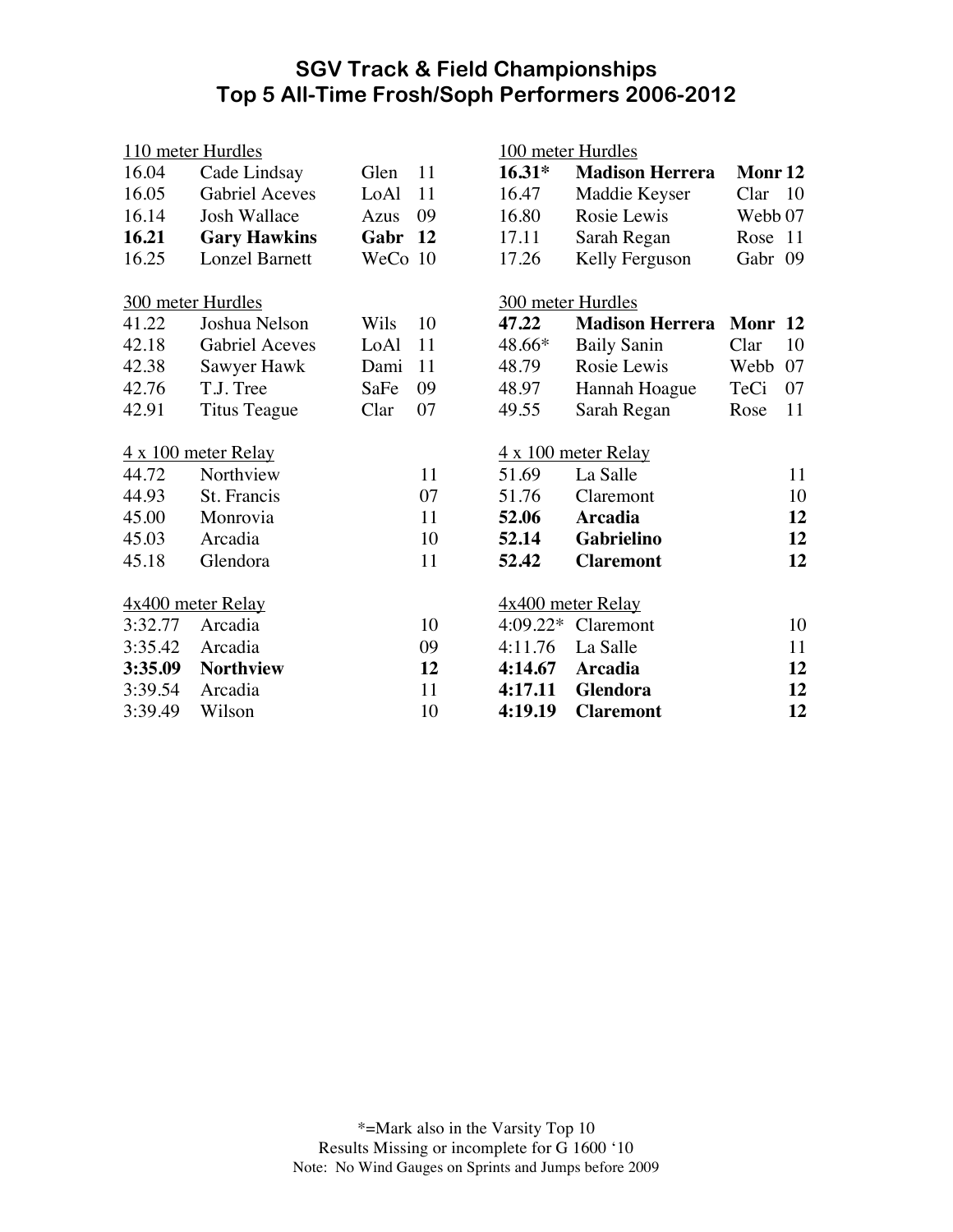# SGV Track & Field Championships
## Top 5 All-Time Frosh/Soph Performers 2006-2012

**110 meter Hurdles**

| Mark | Name | School | Year |
|---|---|---|---|
| 16.04 | Cade Lindsay | Glen | 11 |
| 16.05 | Gabriel Aceves | LoAl | 11 |
| 16.14 | Josh Wallace | Azus | 09 |
| **16.21** | **Gary Hawkins** | **Gabr** | **12** |
| 16.25 | Lonzel Barnett | WeCo | 10 |

**300 meter Hurdles**

| Mark | Name | School | Year |
|---|---|---|---|
| 41.22 | Joshua Nelson | Wils | 10 |
| 42.18 | Gabriel Aceves | LoAl | 11 |
| 42.38 | Sawyer Hawk | Dami | 11 |
| 42.76 | T.J. Tree | SaFe | 09 |
| 42.91 | Titus Teague | Clar | 07 |

**4 x 100 meter Relay**

| Mark | School | Year |
|---|---|---|
| 44.72 | Northview | 11 |
| 44.93 | St. Francis | 07 |
| 45.00 | Monrovia | 11 |
| 45.03 | Arcadia | 10 |
| 45.18 | Glendora | 11 |

**4x400 meter Relay**

| Mark | School | Year |
|---|---|---|
| 3:32.77 | Arcadia | 10 |
| 3:35.42 | Arcadia | 09 |
| **3:35.09** | **Northview** | **12** |
| 3:39.54 | Arcadia | 11 |
| 3:39.49 | Wilson | 10 |

**100 meter Hurdles**

| Mark | Name | School | Year |
|---|---|---|---|
| **16.31*** | **Madison Herrera** | **Monr** | **12** |
| 16.47 | Maddie Keyser | Clar | 10 |
| 16.80 | Rosie Lewis | Webb | 07 |
| 17.11 | Sarah Regan | Rose | 11 |
| 17.26 | Kelly Ferguson | Gabr | 09 |

**300 meter Hurdles**

| Mark | Name | School | Year |
|---|---|---|---|
| **47.22** | **Madison Herrera** | **Monr** | **12** |
| 48.66* | Baily Sanin | Clar | 10 |
| 48.79 | Rosie Lewis | Webb | 07 |
| 48.97 | Hannah Hoague | TeCi | 07 |
| 49.55 | Sarah Regan | Rose | 11 |

**4 x 100 meter Relay**

| Mark | School | Year |
|---|---|---|
| 51.69 | La Salle | 11 |
| 51.76 | Claremont | 10 |
| **52.06** | **Arcadia** | **12** |
| **52.14** | **Gabrielino** | **12** |
| **52.42** | **Claremont** | **12** |

**4x400 meter Relay**

| Mark | School | Year |
|---|---|---|
| 4:09.22* | Claremont | 10 |
| 4:11.76 | La Salle | 11 |
| **4:14.67** | **Arcadia** | **12** |
| **4:17.11** | **Glendora** | **12** |
| **4:19.19** | **Claremont** | **12** |

*=Mark also in the Varsity Top 10
Results Missing or incomplete for G 1600 '10
Note: No Wind Gauges on Sprints and Jumps before 2009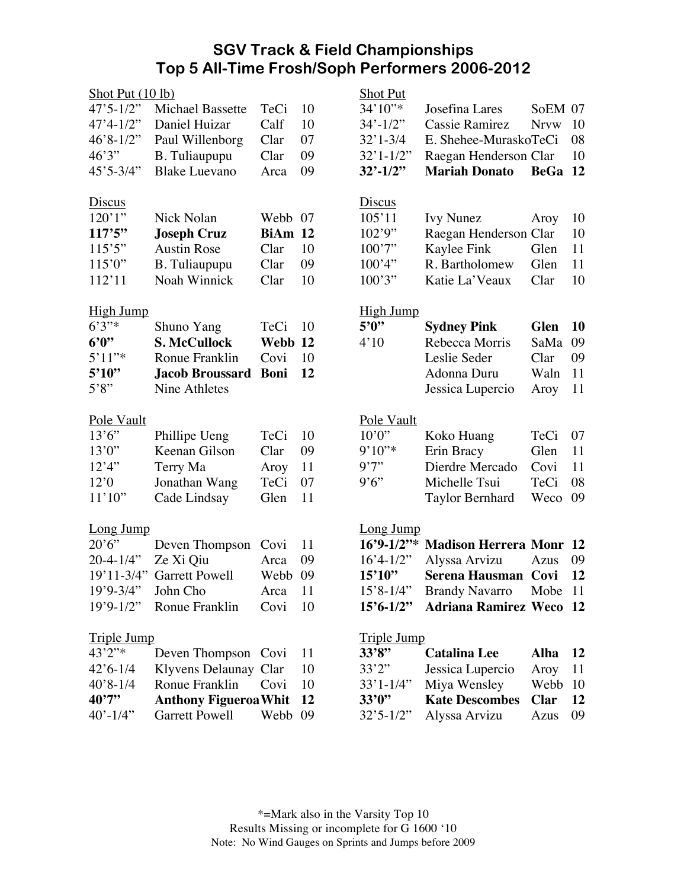# SGV Track & Field Championships
## Top 5 All-Time Frosh/Soph Performers 2006-2012

### Shot Put (10 lb)

| | | | |
|---|---|---|---|
| 47'5-1/2" | Michael Bassette | TeCi | 10 |
| 47'4-1/2" | Daniel Huizar | Calf | 10 |
| 46'8-1/2" | Paul Willenborg | Clar | 07 |
| 46'3" | B. Tuliaupupu | Clar | 09 |
| 45'5-3/4" | Blake Luevano | Arca | 09 |

### Discus

| | | | |
|---|---|---|---|
| 120'1" | Nick Nolan | Webb | 07 |
| **117'5"** | **Joseph Cruz** | **BiAm** | **12** |
| 115'5" | Austin Rose | Clar | 10 |
| 115'0" | B. Tuliaupupu | Clar | 09 |
| 112'11 | Noah Winnick | Clar | 10 |

### High Jump

| | | | |
|---|---|---|---|
| 6'3"* | Shuno Yang | TeCi | 10 |
| **6'0"** | **S. McCullock** | **Webb** | **12** |
| 5'11"* | Ronue Franklin | Covi | 10 |
| **5'10"** | **Jacob Broussard** | **Boni** | **12** |
| 5'8" | Nine Athletes | | |

### Pole Vault

| | | | |
|---|---|---|---|
| 13'6" | Phillipe Ueng | TeCi | 10 |
| 13'0" | Keenan Gilson | Clar | 09 |
| 12'4" | Terry Ma | Aroy | 11 |
| 12'0 | Jonathan Wang | TeCi | 07 |
| 11'10" | Cade Lindsay | Glen | 11 |

### Long Jump

| | | | |
|---|---|---|---|
| 20'6" | Deven Thompson | Covi | 11 |
| 20-4-1/4" | Ze Xi Qiu | Arca | 09 |
| 19'11-3/4" | Garrett Powell | Webb | 09 |
| 19'9-3/4" | John Cho | Arca | 11 |
| 19'9-1/2" | Ronue Franklin | Covi | 10 |

### Triple Jump

| | | | |
|---|---|---|---|
| 43'2"* | Deven Thompson | Covi | 11 |
| 42'6-1/4 | Klyvens Delaunay | Clar | 10 |
| 40'8-1/4 | Ronue Franklin | Covi | 10 |
| **40'7"** | **Anthony Figueroa** | **Whit** | **12** |
| 40'-1/4" | Garrett Powell | Webb | 09 |

### Shot Put

| | | | |
|---|---|---|---|
| 34'10"* | Josefina Lares | SoEM | 07 |
| 34'-1/2" | Cassie Ramirez | Nrvw | 10 |
| 32'1-3/4 | E. Shehee-Murasko | TeCi | 08 |
| 32'1-1/2" | Raegan Henderson | Clar | 10 |
| **32'-1/2"** | **Mariah Donato** | **BeGa** | **12** |

### Discus

| | | | |
|---|---|---|---|
| 105'11 | Ivy Nunez | Aroy | 10 |
| 102'9" | Raegan Henderson | Clar | 10 |
| 100'7" | Kaylee Fink | Glen | 11 |
| 100'4" | R. Bartholomew | Glen | 11 |
| 100'3" | Katie La'Veaux | Clar | 10 |

### High Jump

| | | | |
|---|---|---|---|
| **5'0"** | **Sydney Pink** | **Glen** | **10** |
| 4'10 | Rebecca Morris | SaMa | 09 |
| | Leslie Seder | Clar | 09 |
| | Adonna Duru | Waln | 11 |
| | Jessica Lupercio | Aroy | 11 |

### Pole Vault

| | | | |
|---|---|---|---|
| 10'0" | Koko Huang | TeCi | 07 |
| 9'10"* | Erin Bracy | Glen | 11 |
| 9'7" | Dierdre Mercado | Covi | 11 |
| 9'6" | Michelle Tsui | TeCi | 08 |
| | Taylor Bernhard | Weco | 09 |

### Long Jump

| | | | |
|---|---|---|---|
| **16'9-1/2"*** | **Madison Herrera** | **Monr** | **12** |
| 16'4-1/2" | Alyssa Arvizu | Azus | 09 |
| **15'10"** | **Serena Hausman** | **Covi** | **12** |
| 15'8-1/4" | Brandy Navarro | Mobe | 11 |
| **15'6-1/2"** | **Adriana Ramirez** | **Weco** | **12** |

### Triple Jump

| | | | |
|---|---|---|---|
| **33'8"** | **Catalina Lee** | **Alha** | **12** |
| 33'2" | Jessica Lupercio | Aroy | 11 |
| 33'1-1/4" | Miya Wensley | Webb | 10 |
| **33'0"** | **Kate Descombes** | **Clar** | **12** |
| 32'5-1/2" | Alyssa Arvizu | Azus | 09 |

*=Mark also in the Varsity Top 10

Results Missing or incomplete for G 1600 '10

Note: No Wind Gauges on Sprints and Jumps before 2009